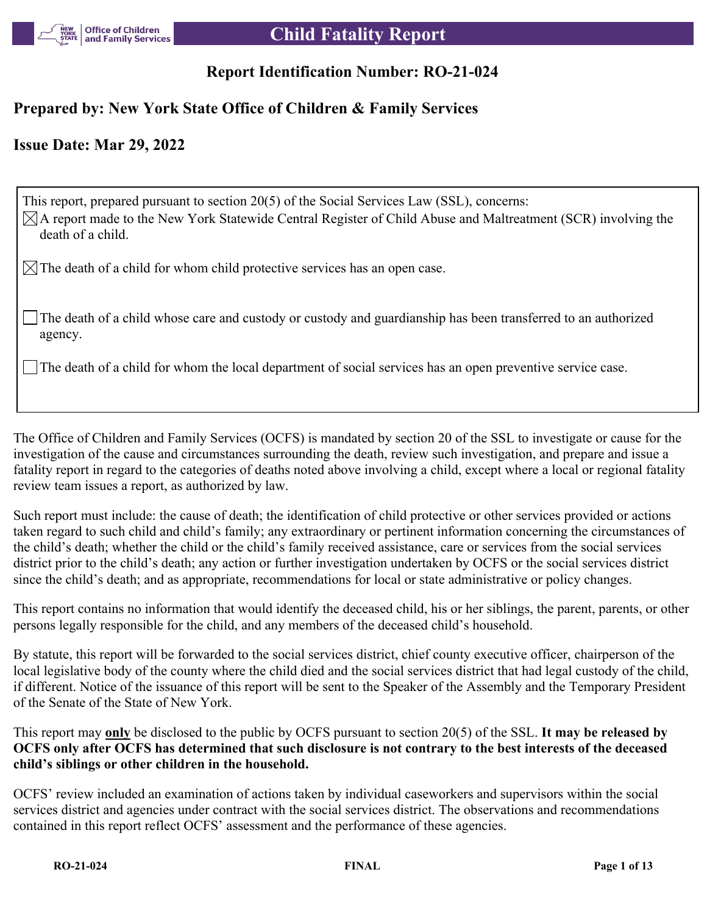# Child Fatality Report

## Report Identification Number: RO-21-024

## Prepared by: New York State Office of Children & Family Services

## Issue Date: Mar 29, 2022

This report, prepared pursuant to section 20(5) of the Social Services Law (SSL), concerns:

- [x] A report made to the New York Statewide Central Register of Child Abuse and Maltreatment (SCR) involving the death of a child.
- [x] The death of a child for whom child protective services has an open case.
- [ ] The death of a child whose care and custody or custody and guardianship has been transferred to an authorized agency.
- [ ] The death of a child for whom the local department of social services has an open preventive service case.

The Office of Children and Family Services (OCFS) is mandated by section 20 of the SSL to investigate or cause for the investigation of the cause and circumstances surrounding the death, review such investigation, and prepare and issue a fatality report in regard to the categories of deaths noted above involving a child, except where a local or regional fatality review team issues a report, as authorized by law.

Such report must include: the cause of death; the identification of child protective or other services provided or actions taken regard to such child and child's family; any extraordinary or pertinent information concerning the circumstances of the child's death; whether the child or the child's family received assistance, care or services from the social services district prior to the child's death; any action or further investigation undertaken by OCFS or the social services district since the child's death; and as appropriate, recommendations for local or state administrative or policy changes.

This report contains no information that would identify the deceased child, his or her siblings, the parent, parents, or other persons legally responsible for the child, and any members of the deceased child's household.

By statute, this report will be forwarded to the social services district, chief county executive officer, chairperson of the local legislative body of the county where the child died and the social services district that had legal custody of the child, if different. Notice of the issuance of this report will be sent to the Speaker of the Assembly and the Temporary President of the Senate of the State of New York.

This report may __**only**__ be disclosed to the public by OCFS pursuant to section 20(5) of the SSL. **It may be released by OCFS only after OCFS has determined that such disclosure is not contrary to the best interests of the deceased child's siblings or other children in the household.**

OCFS' review included an examination of actions taken by individual caseworkers and supervisors within the social services district and agencies under contract with the social services district. The observations and recommendations contained in this report reflect OCFS' assessment and the performance of these agencies.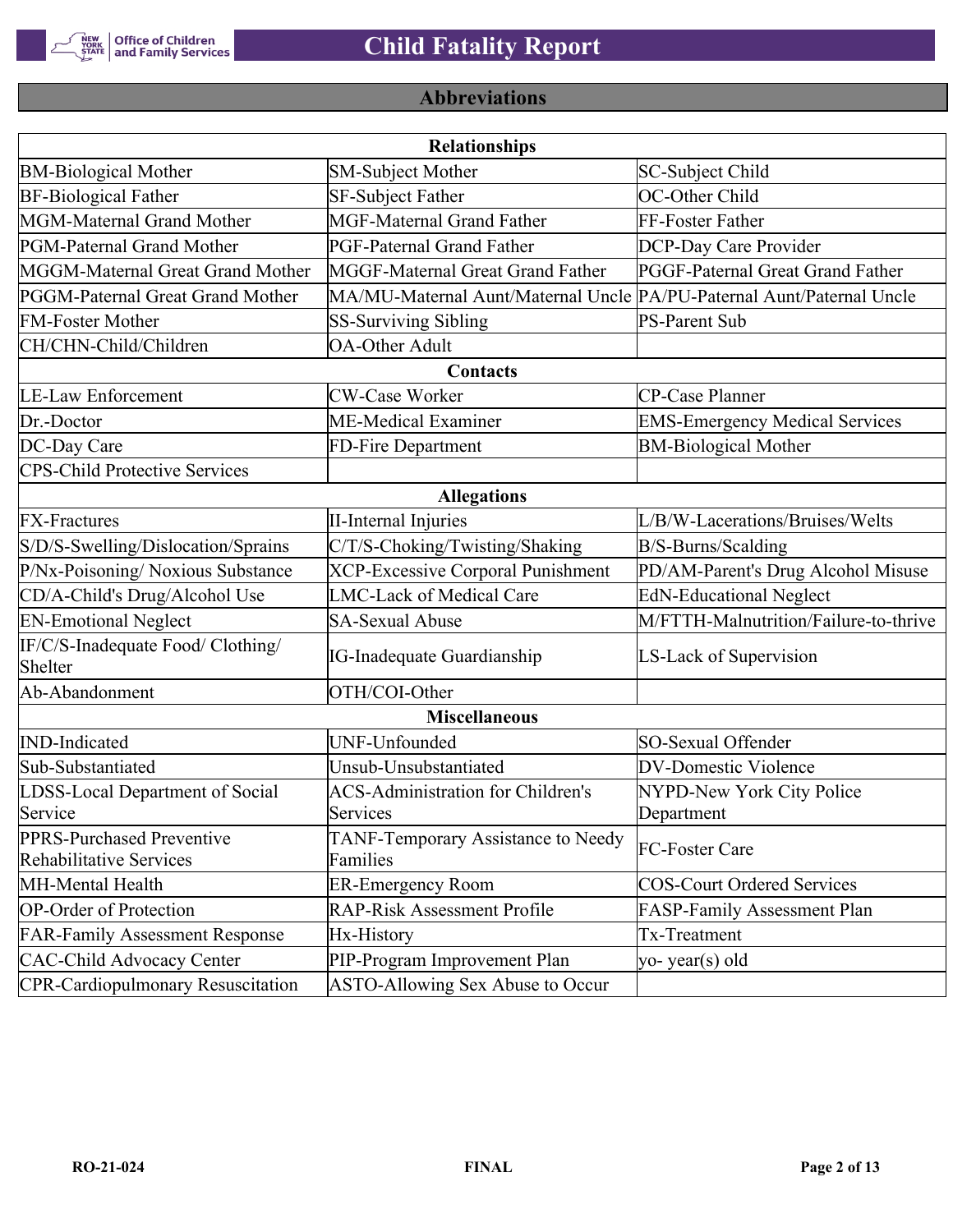## Abbreviations

| Relationships | | |
|---|---|---|
| BM-Biological Mother | SM-Subject Mother | SC-Subject Child |
| BF-Biological Father | SF-Subject Father | OC-Other Child |
| MGM-Maternal Grand Mother | MGF-Maternal Grand Father | FF-Foster Father |
| PGM-Paternal Grand Mother | PGF-Paternal Grand Father | DCP-Day Care Provider |
| MGGM-Maternal Great Grand Mother | MGGF-Maternal Great Grand Father | PGGF-Paternal Great Grand Father |
| PGGM-Paternal Great Grand Mother | MA/MU-Maternal Aunt/Maternal Uncle | PA/PU-Paternal Aunt/Paternal Uncle |
| FM-Foster Mother | SS-Surviving Sibling | PS-Parent Sub |
| CH/CHN-Child/Children | OA-Other Adult | |
| **Contacts** | | |
| LE-Law Enforcement | CW-Case Worker | CP-Case Planner |
| Dr.-Doctor | ME-Medical Examiner | EMS-Emergency Medical Services |
| DC-Day Care | FD-Fire Department | BM-Biological Mother |
| CPS-Child Protective Services | | |
| **Allegations** | | |
| FX-Fractures | II-Internal Injuries | L/B/W-Lacerations/Bruises/Welts |
| S/D/S-Swelling/Dislocation/Sprains | C/T/S-Choking/Twisting/Shaking | B/S-Burns/Scalding |
| P/Nx-Poisoning/ Noxious Substance | XCP-Excessive Corporal Punishment | PD/AM-Parent's Drug Alcohol Misuse |
| CD/A-Child's Drug/Alcohol Use | LMC-Lack of Medical Care | EdN-Educational Neglect |
| EN-Emotional Neglect | SA-Sexual Abuse | M/FTTH-Malnutrition/Failure-to-thrive |
| IF/C/S-Inadequate Food/ Clothing/ Shelter | IG-Inadequate Guardianship | LS-Lack of Supervision |
| Ab-Abandonment | OTH/COI-Other | |
| **Miscellaneous** | | |
| IND-Indicated | UNF-Unfounded | SO-Sexual Offender |
| Sub-Substantiated | Unsub-Unsubstantiated | DV-Domestic Violence |
| LDSS-Local Department of Social Service | ACS-Administration for Children's Services | NYPD-New York City Police Department |
| PPRS-Purchased Preventive Rehabilitative Services | TANF-Temporary Assistance to Needy Families | FC-Foster Care |
| MH-Mental Health | ER-Emergency Room | COS-Court Ordered Services |
| OP-Order of Protection | RAP-Risk Assessment Profile | FASP-Family Assessment Plan |
| FAR-Family Assessment Response | Hx-History | Tx-Treatment |
| CAC-Child Advocacy Center | PIP-Program Improvement Plan | yo- year(s) old |
| CPR-Cardiopulmonary Resuscitation | ASTO-Allowing Sex Abuse to Occur | |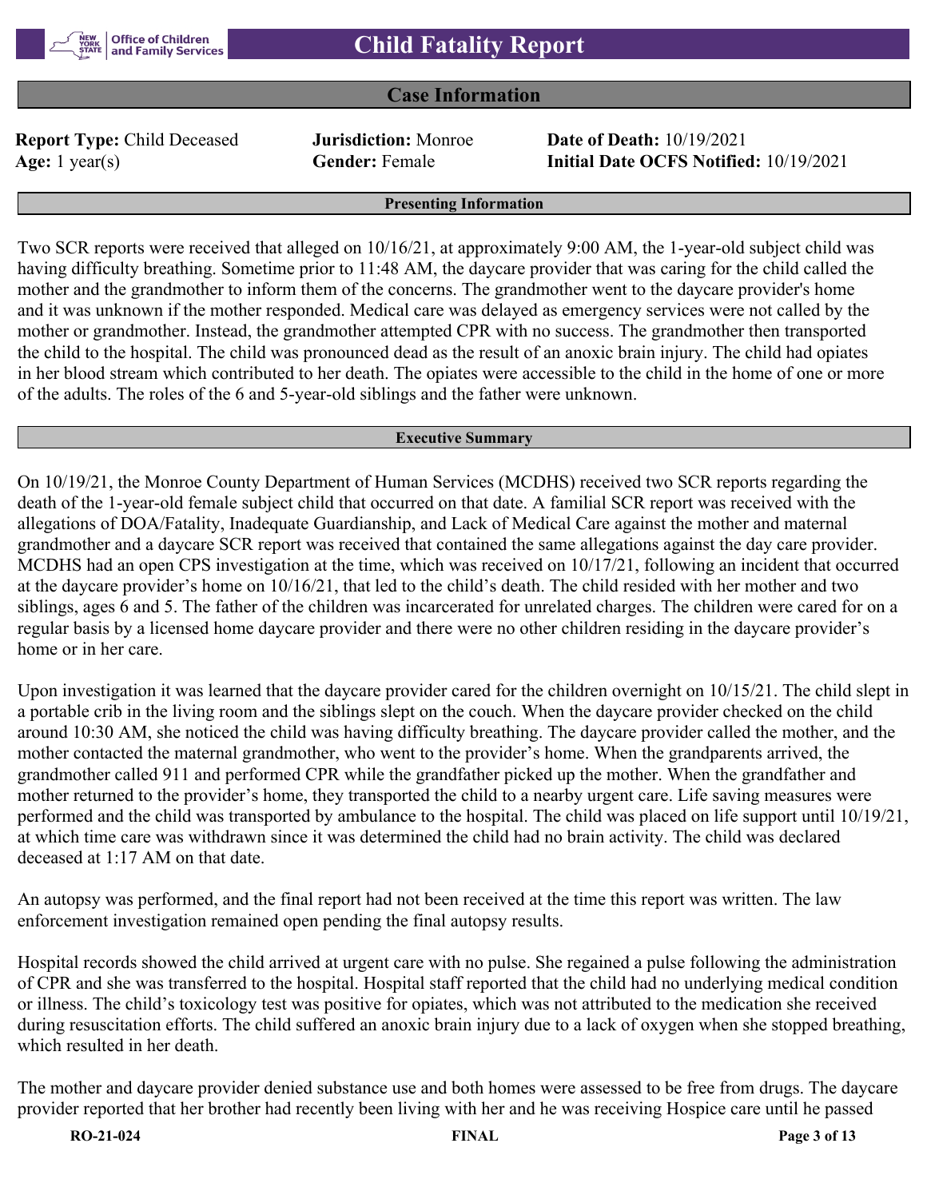# Child Fatality Report

## Case Information

**Report Type:** Child Deceased **Jurisdiction:** Monroe **Date of Death:** 10/19/2021
**Age:** 1 year(s) **Gender:** Female **Initial Date OCFS Notified:** 10/19/2021

### Presenting Information

Two SCR reports were received that alleged on 10/16/21, at approximately 9:00 AM, the 1-year-old subject child was having difficulty breathing. Sometime prior to 11:48 AM, the daycare provider that was caring for the child called the mother and the grandmother to inform them of the concerns. The grandmother went to the daycare provider's home and it was unknown if the mother responded. Medical care was delayed as emergency services were not called by the mother or grandmother. Instead, the grandmother attempted CPR with no success. The grandmother then transported the child to the hospital. The child was pronounced dead as the result of an anoxic brain injury. The child had opiates in her blood stream which contributed to her death. The opiates were accessible to the child in the home of one or more of the adults. The roles of the 6 and 5-year-old siblings and the father were unknown.

### Executive Summary

On 10/19/21, the Monroe County Department of Human Services (MCDHS) received two SCR reports regarding the death of the 1-year-old female subject child that occurred on that date. A familial SCR report was received with the allegations of DOA/Fatality, Inadequate Guardianship, and Lack of Medical Care against the mother and maternal grandmother and a daycare SCR report was received that contained the same allegations against the day care provider. MCDHS had an open CPS investigation at the time, which was received on 10/17/21, following an incident that occurred at the daycare provider's home on 10/16/21, that led to the child's death. The child resided with her mother and two siblings, ages 6 and 5. The father of the children was incarcerated for unrelated charges. The children were cared for on a regular basis by a licensed home daycare provider and there were no other children residing in the daycare provider's home or in her care.

Upon investigation it was learned that the daycare provider cared for the children overnight on 10/15/21. The child slept in a portable crib in the living room and the siblings slept on the couch. When the daycare provider checked on the child around 10:30 AM, she noticed the child was having difficulty breathing. The daycare provider called the mother, and the mother contacted the maternal grandmother, who went to the provider's home. When the grandparents arrived, the grandmother called 911 and performed CPR while the grandfather picked up the mother. When the grandfather and mother returned to the provider's home, they transported the child to a nearby urgent care. Life saving measures were performed and the child was transported by ambulance to the hospital. The child was placed on life support until 10/19/21, at which time care was withdrawn since it was determined the child had no brain activity. The child was declared deceased at 1:17 AM on that date.

An autopsy was performed, and the final report had not been received at the time this report was written. The law enforcement investigation remained open pending the final autopsy results.

Hospital records showed the child arrived at urgent care with no pulse. She regained a pulse following the administration of CPR and she was transferred to the hospital. Hospital staff reported that the child had no underlying medical condition or illness. The child's toxicology test was positive for opiates, which was not attributed to the medication she received during resuscitation efforts. The child suffered an anoxic brain injury due to a lack of oxygen when she stopped breathing, which resulted in her death.

The mother and daycare provider denied substance use and both homes were assessed to be free from drugs. The daycare provider reported that her brother had recently been living with her and he was receiving Hospice care until he passed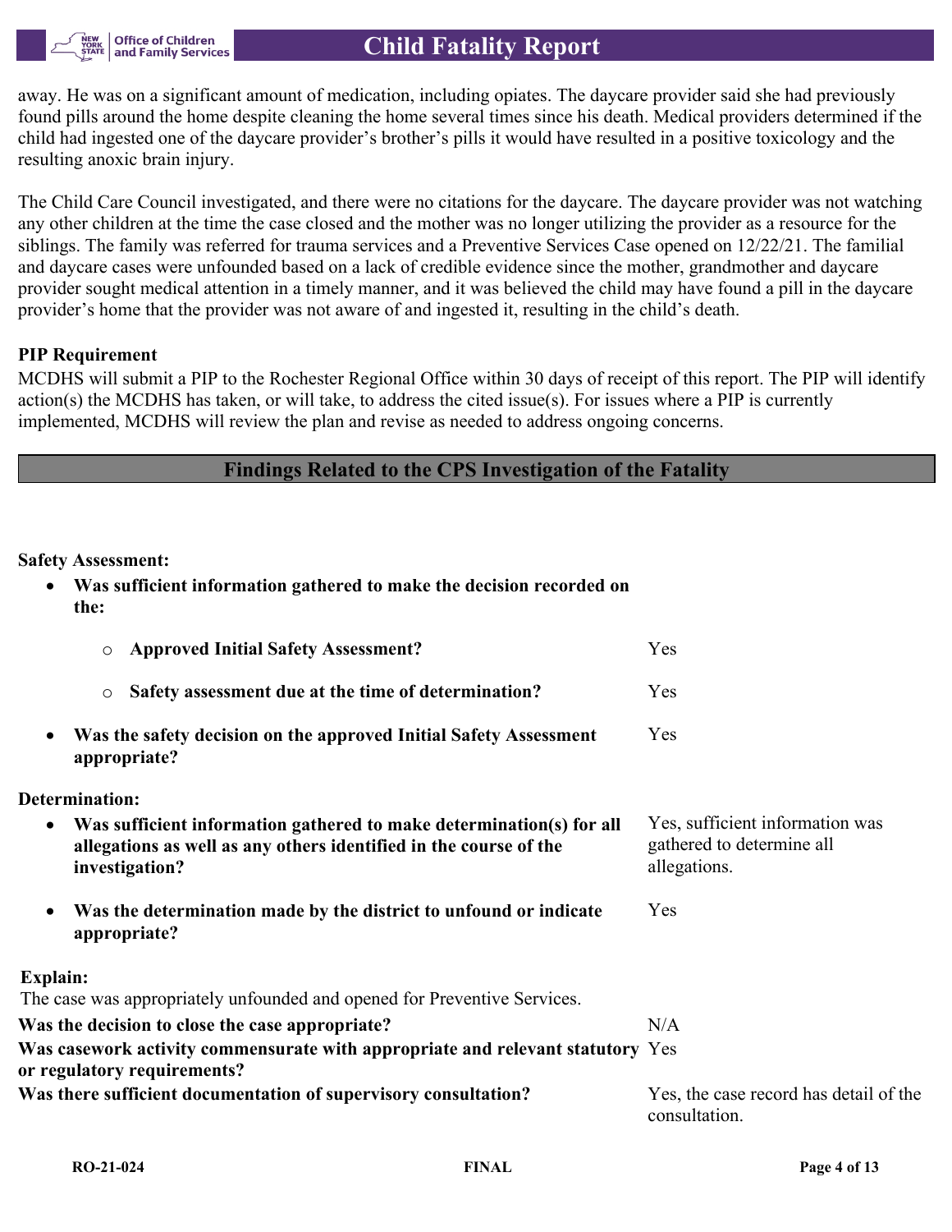away. He was on a significant amount of medication, including opiates. The daycare provider said she had previously found pills around the home despite cleaning the home several times since his death. Medical providers determined if the child had ingested one of the daycare provider's brother's pills it would have resulted in a positive toxicology and the resulting anoxic brain injury.

The Child Care Council investigated, and there were no citations for the daycare. The daycare provider was not watching any other children at the time the case closed and the mother was no longer utilizing the provider as a resource for the siblings. The family was referred for trauma services and a Preventive Services Case opened on 12/22/21. The familial and daycare cases were unfounded based on a lack of credible evidence since the mother, grandmother and daycare provider sought medical attention in a timely manner, and it was believed the child may have found a pill in the daycare provider's home that the provider was not aware of and ingested it, resulting in the child's death.

**PIP Requirement**

MCDHS will submit a PIP to the Rochester Regional Office within 30 days of receipt of this report. The PIP will identify action(s) the MCDHS has taken, or will take, to address the cited issue(s). For issues where a PIP is currently implemented, MCDHS will review the plan and revise as needed to address ongoing concerns.

## Findings Related to the CPS Investigation of the Fatality

**Safety Assessment:**

- **Was sufficient information gathered to make the decision recorded on the:**
  - **Approved Initial Safety Assessment?** Yes
  - **Safety assessment due at the time of determination?** Yes
- **Was the safety decision on the approved Initial Safety Assessment appropriate?** Yes

**Determination:**

- **Was sufficient information gathered to make determination(s) for all allegations as well as any others identified in the course of the investigation?** Yes, sufficient information was gathered to determine all allegations.
- **Was the determination made by the district to unfound or indicate appropriate?** Yes

**Explain:**

The case was appropriately unfounded and opened for Preventive Services.

**Was the decision to close the case appropriate?** N/A

**Was casework activity commensurate with appropriate and relevant statutory or regulatory requirements?** Yes

**Was there sufficient documentation of supervisory consultation?** Yes, the case record has detail of the consultation.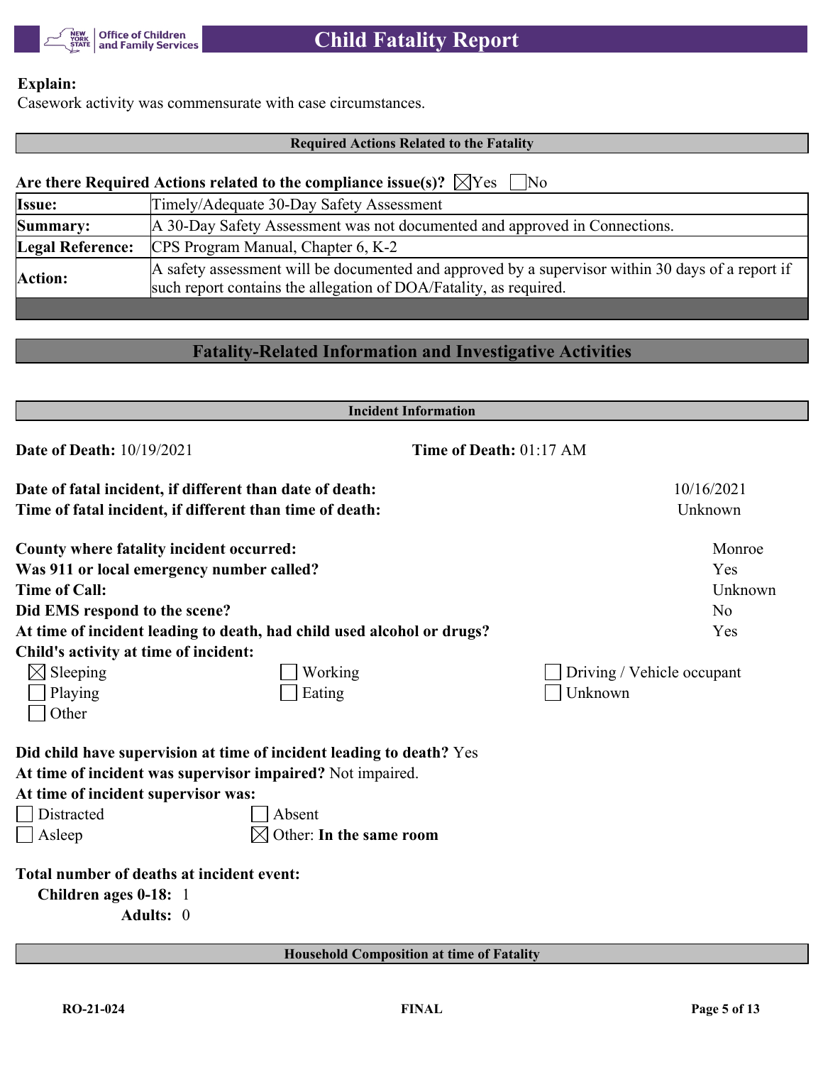**Explain:**
Casework activity was commensurate with case circumstances.

### Required Actions Related to the Fatality

**Are there Required Actions related to the compliance issue(s)?** ☒Yes ☐No

| | |
|---|---|
| **Issue:** | Timely/Adequate 30-Day Safety Assessment |
| **Summary:** | A 30-Day Safety Assessment was not documented and approved in Connections. |
| **Legal Reference:** | CPS Program Manual, Chapter 6, K-2 |
| **Action:** | A safety assessment will be documented and approved by a supervisor within 30 days of a report if such report contains the allegation of DOA/Fatality, as required. |

## Fatality-Related Information and Investigative Activities

### Incident Information

**Date of Death:** 10/19/2021 **Time of Death:** 01:17 AM

**Date of fatal incident, if different than date of death:** 10/16/2021
**Time of fatal incident, if different than time of death:** Unknown

**County where fatality incident occurred:** Monroe
**Was 911 or local emergency number called?** Yes
**Time of Call:** Unknown
**Did EMS respond to the scene?** No
**At time of incident leading to death, had child used alcohol or drugs?** Yes
**Child's activity at time of incident:**

☒ Sleeping ☐ Working ☐ Driving / Vehicle occupant
☐ Playing ☐ Eating ☐ Unknown
☐ Other

**Did child have supervision at time of incident leading to death?** Yes
**At time of incident was supervisor impaired?** Not impaired.
**At time of incident supervisor was:**

☐ Distracted ☐ Absent
☐ Asleep ☒ Other: **In the same room**

**Total number of deaths at incident event:**
**Children ages 0-18:** 1
**Adults:** 0

### Household Composition at time of Fatality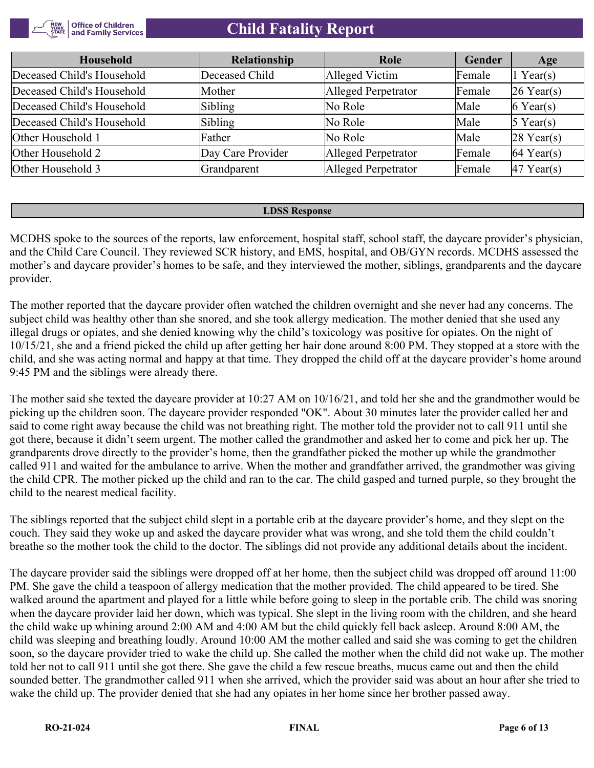| Household | Relationship | Role | Gender | Age |
|---|---|---|---|---|
| Deceased Child's Household | Deceased Child | Alleged Victim | Female | 1 Year(s) |
| Deceased Child's Household | Mother | Alleged Perpetrator | Female | 26 Year(s) |
| Deceased Child's Household | Sibling | No Role | Male | 6 Year(s) |
| Deceased Child's Household | Sibling | No Role | Male | 5 Year(s) |
| Other Household 1 | Father | No Role | Male | 28 Year(s) |
| Other Household 2 | Day Care Provider | Alleged Perpetrator | Female | 64 Year(s) |
| Other Household 3 | Grandparent | Alleged Perpetrator | Female | 47 Year(s) |

## LDSS Response

MCDHS spoke to the sources of the reports, law enforcement, hospital staff, school staff, the daycare provider's physician, and the Child Care Council. They reviewed SCR history, and EMS, hospital, and OB/GYN records. MCDHS assessed the mother's and daycare provider's homes to be safe, and they interviewed the mother, siblings, grandparents and the daycare provider.

The mother reported that the daycare provider often watched the children overnight and she never had any concerns. The subject child was healthy other than she snored, and she took allergy medication. The mother denied that she used any illegal drugs or opiates, and she denied knowing why the child's toxicology was positive for opiates. On the night of 10/15/21, she and a friend picked the child up after getting her hair done around 8:00 PM. They stopped at a store with the child, and she was acting normal and happy at that time. They dropped the child off at the daycare provider's home around 9:45 PM and the siblings were already there.

The mother said she texted the daycare provider at 10:27 AM on 10/16/21, and told her she and the grandmother would be picking up the children soon. The daycare provider responded "OK". About 30 minutes later the provider called her and said to come right away because the child was not breathing right. The mother told the provider not to call 911 until she got there, because it didn't seem urgent. The mother called the grandmother and asked her to come and pick her up. The grandparents drove directly to the provider's home, then the grandfather picked the mother up while the grandmother called 911 and waited for the ambulance to arrive. When the mother and grandfather arrived, the grandmother was giving the child CPR. The mother picked up the child and ran to the car. The child gasped and turned purple, so they brought the child to the nearest medical facility.

The siblings reported that the subject child slept in a portable crib at the daycare provider's home, and they slept on the couch. They said they woke up and asked the daycare provider what was wrong, and she told them the child couldn't breathe so the mother took the child to the doctor. The siblings did not provide any additional details about the incident.

The daycare provider said the siblings were dropped off at her home, then the subject child was dropped off around 11:00 PM. She gave the child a teaspoon of allergy medication that the mother provided. The child appeared to be tired. She walked around the apartment and played for a little while before going to sleep in the portable crib. The child was snoring when the daycare provider laid her down, which was typical. She slept in the living room with the children, and she heard the child wake up whining around 2:00 AM and 4:00 AM but the child quickly fell back asleep. Around 8:00 AM, the child was sleeping and breathing loudly. Around 10:00 AM the mother called and said she was coming to get the children soon, so the daycare provider tried to wake the child up. She called the mother when the child did not wake up. The mother told her not to call 911 until she got there. She gave the child a few rescue breaths, mucus came out and then the child sounded better. The grandmother called 911 when she arrived, which the provider said was about an hour after she tried to wake the child up. The provider denied that she had any opiates in her home since her brother passed away.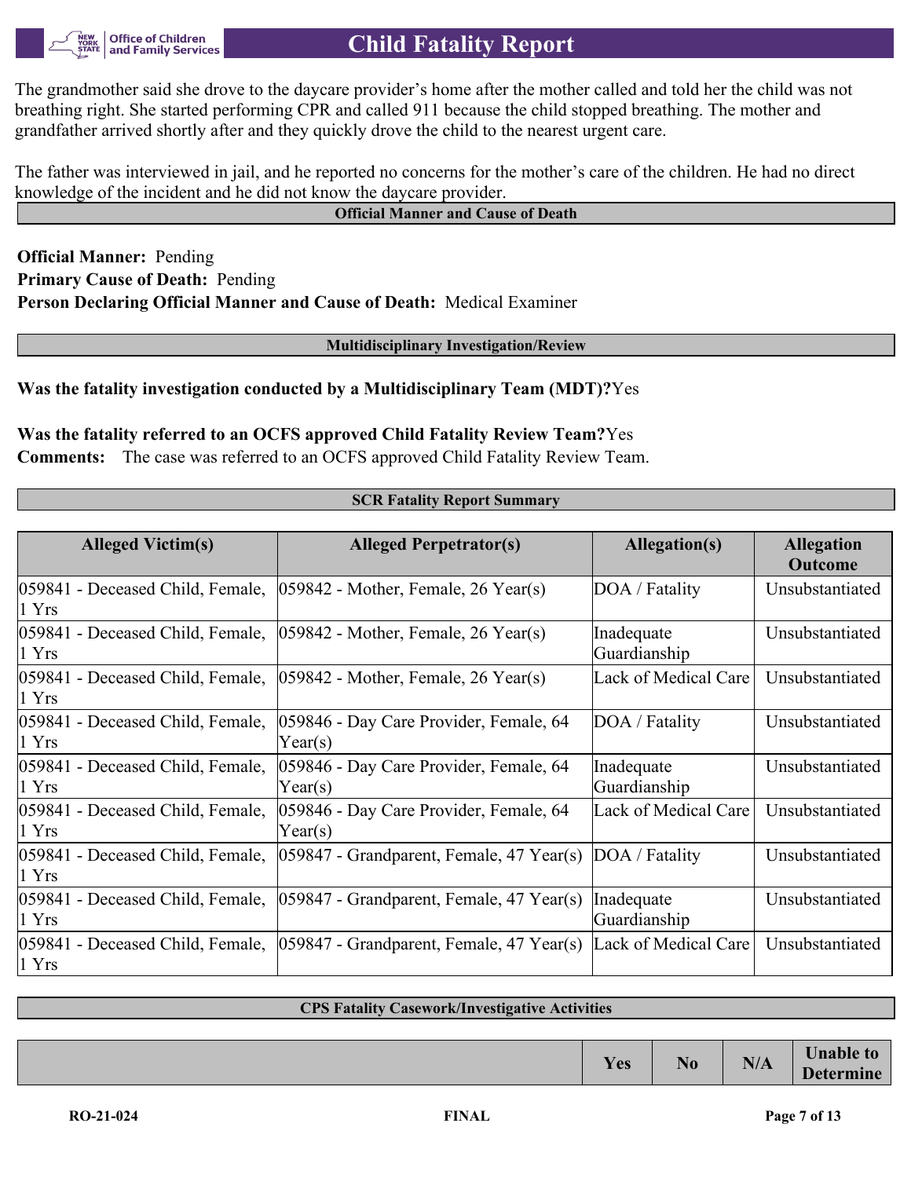The grandmother said she drove to the daycare provider's home after the mother called and told her the child was not breathing right. She started performing CPR and called 911 because the child stopped breathing. The mother and grandfather arrived shortly after and they quickly drove the child to the nearest urgent care.

The father was interviewed in jail, and he reported no concerns for the mother's care of the children. He had no direct knowledge of the incident and he did not know the daycare provider.

## Official Manner and Cause of Death

**Official Manner:** Pending
**Primary Cause of Death:** Pending
**Person Declaring Official Manner and Cause of Death:** Medical Examiner

## Multidisciplinary Investigation/Review

**Was the fatality investigation conducted by a Multidisciplinary Team (MDT)?** Yes

**Was the fatality referred to an OCFS approved Child Fatality Review Team?** Yes
**Comments:** The case was referred to an OCFS approved Child Fatality Review Team.

## SCR Fatality Report Summary

| Alleged Victim(s) | Alleged Perpetrator(s) | Allegation(s) | Allegation Outcome |
|---|---|---|---|
| 059841 - Deceased Child, Female, 1 Yrs | 059842 - Mother, Female, 26 Year(s) | DOA / Fatality | Unsubstantiated |
| 059841 - Deceased Child, Female, 1 Yrs | 059842 - Mother, Female, 26 Year(s) | Inadequate Guardianship | Unsubstantiated |
| 059841 - Deceased Child, Female, 1 Yrs | 059842 - Mother, Female, 26 Year(s) | Lack of Medical Care | Unsubstantiated |
| 059841 - Deceased Child, Female, 1 Yrs | 059846 - Day Care Provider, Female, 64 Year(s) | DOA / Fatality | Unsubstantiated |
| 059841 - Deceased Child, Female, 1 Yrs | 059846 - Day Care Provider, Female, 64 Year(s) | Inadequate Guardianship | Unsubstantiated |
| 059841 - Deceased Child, Female, 1 Yrs | 059846 - Day Care Provider, Female, 64 Year(s) | Lack of Medical Care | Unsubstantiated |
| 059841 - Deceased Child, Female, 1 Yrs | 059847 - Grandparent, Female, 47 Year(s) | DOA / Fatality | Unsubstantiated |
| 059841 - Deceased Child, Female, 1 Yrs | 059847 - Grandparent, Female, 47 Year(s) | Inadequate Guardianship | Unsubstantiated |
| 059841 - Deceased Child, Female, 1 Yrs | 059847 - Grandparent, Female, 47 Year(s) | Lack of Medical Care | Unsubstantiated |

## CPS Fatality Casework/Investigative Activities

| | Yes | No | N/A | Unable to Determine |
|---|---|---|---|---|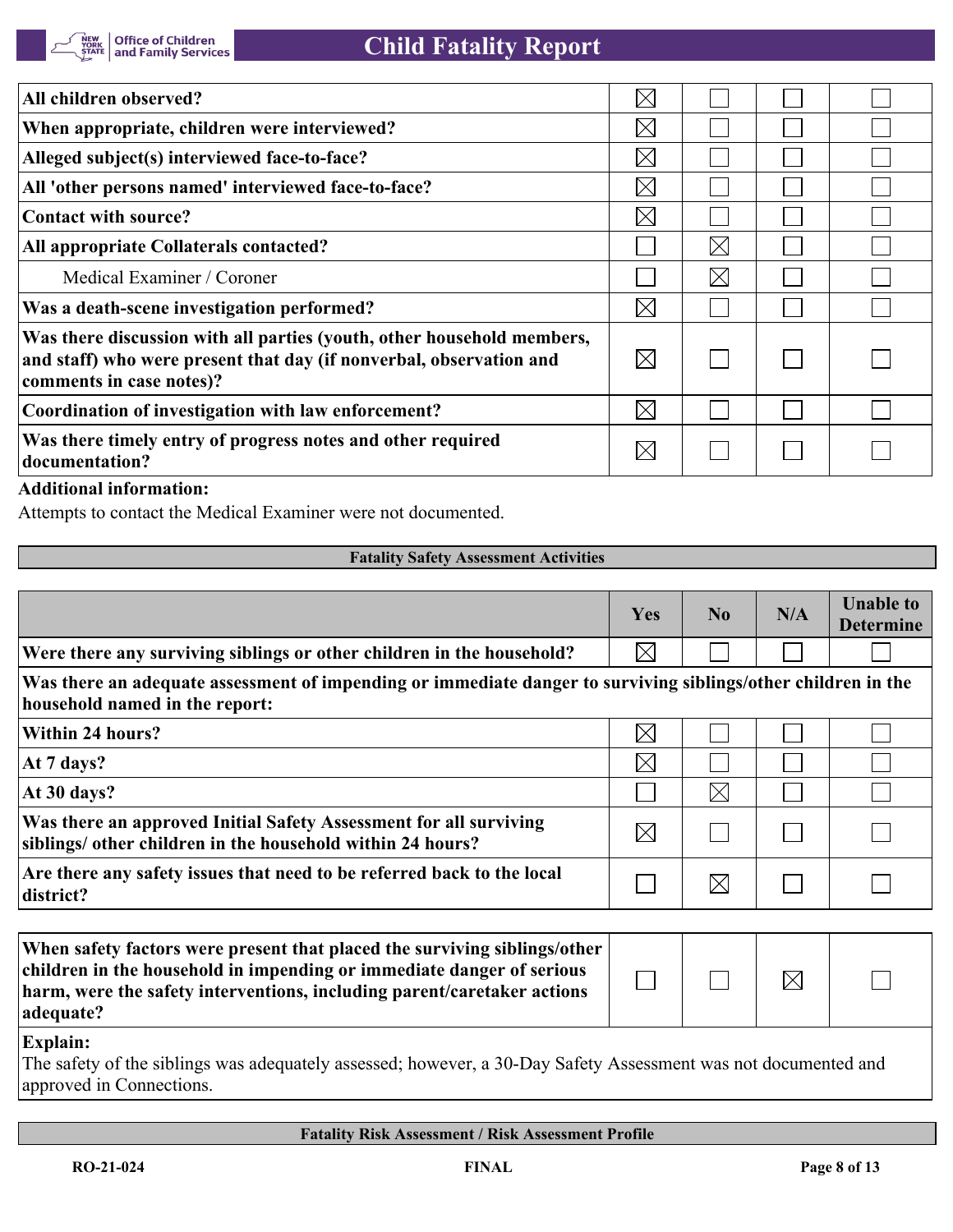| | Yes | No | N/A | Unable to Determine |
|---|---|---|---|---|
| **All children observed?** | ☒ | ☐ | ☐ | ☐ |
| **When appropriate, children were interviewed?** | ☒ | ☐ | ☐ | ☐ |
| **Alleged subject(s) interviewed face-to-face?** | ☒ | ☐ | ☐ | ☐ |
| **All 'other persons named' interviewed face-to-face?** | ☒ | ☐ | ☐ | ☐ |
| **Contact with source?** | ☒ | ☐ | ☐ | ☐ |
| **All appropriate Collaterals contacted?** | ☐ | ☒ | ☐ | ☐ |
| Medical Examiner / Coroner | ☐ | ☒ | ☐ | ☐ |
| **Was a death-scene investigation performed?** | ☒ | ☐ | ☐ | ☐ |
| **Was there discussion with all parties (youth, other household members, and staff) who were present that day (if nonverbal, observation and comments in case notes)?** | ☒ | ☐ | ☐ | ☐ |
| **Coordination of investigation with law enforcement?** | ☒ | ☐ | ☐ | ☐ |
| **Was there timely entry of progress notes and other required documentation?** | ☒ | ☐ | ☐ | ☐ |

**Additional information:**

Attempts to contact the Medical Examiner were not documented.

**Fatality Safety Assessment Activities**

| | Yes | No | N/A | Unable to Determine |
|---|---|---|---|---|
| **Were there any surviving siblings or other children in the household?** | ☒ | ☐ | ☐ | ☐ |
| **Was there an adequate assessment of impending or immediate danger to surviving siblings/other children in the household named in the report:** | | | | |
| **Within 24 hours?** | ☒ | ☐ | ☐ | ☐ |
| **At 7 days?** | ☒ | ☐ | ☐ | ☐ |
| **At 30 days?** | ☐ | ☒ | ☐ | ☐ |
| **Was there an approved Initial Safety Assessment for all surviving siblings/ other children in the household within 24 hours?** | ☒ | ☐ | ☐ | ☐ |
| **Are there any safety issues that need to be referred back to the local district?** | ☐ | ☒ | ☐ | ☐ |

| | Yes | No | N/A | Unable to Determine |
|---|---|---|---|---|
| **When safety factors were present that placed the surviving siblings/other children in the household in impending or immediate danger of serious harm, were the safety interventions, including parent/caretaker actions adequate?** | ☐ | ☐ | ☒ | ☐ |

**Explain:**

The safety of the siblings was adequately assessed; however, a 30-Day Safety Assessment was not documented and approved in Connections.

**Fatality Risk Assessment / Risk Assessment Profile**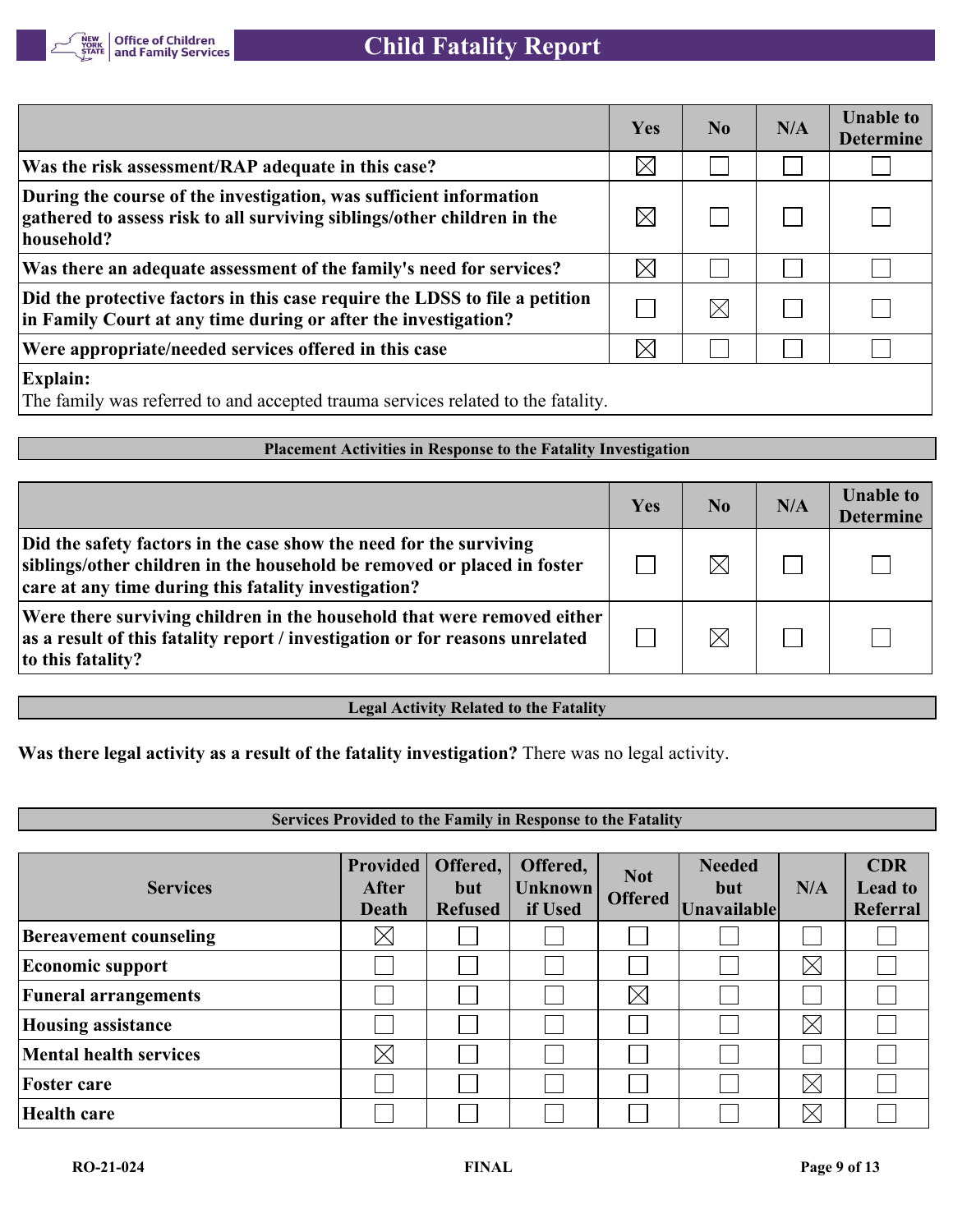| | Yes | No | N/A | Unable to Determine |
|---|---|---|---|---|
| **Was the risk assessment/RAP adequate in this case?** | ☒ | ☐ | ☐ | ☐ |
| **During the course of the investigation, was sufficient information gathered to assess risk to all surviving siblings/other children in the household?** | ☒ | ☐ | ☐ | ☐ |
| **Was there an adequate assessment of the family's need for services?** | ☒ | ☐ | ☐ | ☐ |
| **Did the protective factors in this case require the LDSS to file a petition in Family Court at any time during or after the investigation?** | ☐ | ☒ | ☐ | ☐ |
| **Were appropriate/needed services offered in this case** | ☒ | ☐ | ☐ | ☐ |

**Explain:**
The family was referred to and accepted trauma services related to the fatality.

## Placement Activities in Response to the Fatality Investigation

| | Yes | No | N/A | Unable to Determine |
|---|---|---|---|---|
| **Did the safety factors in the case show the need for the surviving siblings/other children in the household be removed or placed in foster care at any time during this fatality investigation?** | ☐ | ☒ | ☐ | ☐ |
| **Were there surviving children in the household that were removed either as a result of this fatality report / investigation or for reasons unrelated to this fatality?** | ☐ | ☒ | ☐ | ☐ |

## Legal Activity Related to the Fatality

**Was there legal activity as a result of the fatality investigation?** There was no legal activity.

## Services Provided to the Family in Response to the Fatality

| Services | Provided After Death | Offered, but Refused | Offered, Unknown if Used | Not Offered | Needed but Unavailable | N/A | CDR Lead to Referral |
|---|---|---|---|---|---|---|---|
| **Bereavement counseling** | ☒ | ☐ | ☐ | ☐ | ☐ | ☐ | ☐ |
| **Economic support** | ☐ | ☐ | ☐ | ☐ | ☐ | ☒ | ☐ |
| **Funeral arrangements** | ☐ | ☐ | ☐ | ☒ | ☐ | ☐ | ☐ |
| **Housing assistance** | ☐ | ☐ | ☐ | ☐ | ☐ | ☒ | ☐ |
| **Mental health services** | ☒ | ☐ | ☐ | ☐ | ☐ | ☐ | ☐ |
| **Foster care** | ☐ | ☐ | ☐ | ☐ | ☐ | ☒ | ☐ |
| **Health care** | ☐ | ☐ | ☐ | ☐ | ☐ | ☒ | ☐ |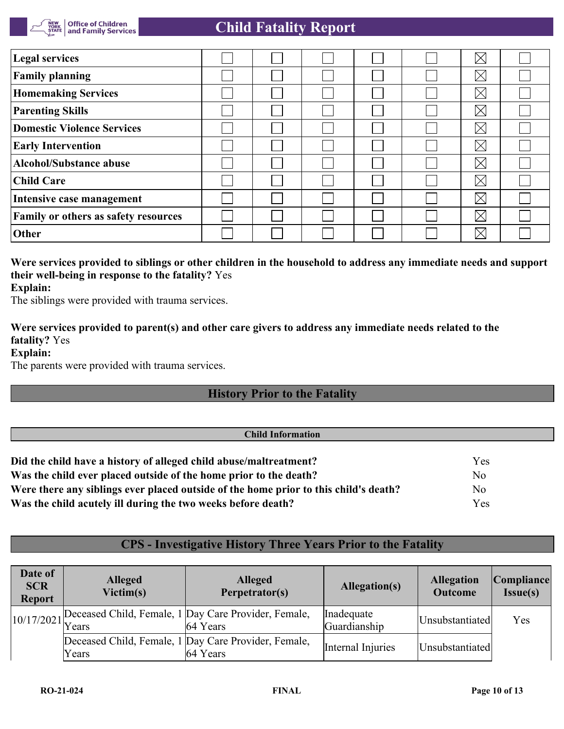| Legal services | ☐ | ☐ | ☐ | ☐ | ☐ | ☒ | ☐ |
|---|---|---|---|---|---|---|---|
| Family planning | ☐ | ☐ | ☐ | ☐ | ☐ | ☒ | ☐ |
| Homemaking Services | ☐ | ☐ | ☐ | ☐ | ☐ | ☒ | ☐ |
| Parenting Skills | ☐ | ☐ | ☐ | ☐ | ☐ | ☒ | ☐ |
| Domestic Violence Services | ☐ | ☐ | ☐ | ☐ | ☐ | ☒ | ☐ |
| Early Intervention | ☐ | ☐ | ☐ | ☐ | ☐ | ☒ | ☐ |
| Alcohol/Substance abuse | ☐ | ☐ | ☐ | ☐ | ☐ | ☒ | ☐ |
| Child Care | ☐ | ☐ | ☐ | ☐ | ☐ | ☒ | ☐ |
| Intensive case management | ☐ | ☐ | ☐ | ☐ | ☐ | ☒ | ☐ |
| Family or others as safety resources | ☐ | ☐ | ☐ | ☐ | ☐ | ☒ | ☐ |
| Other | ☐ | ☐ | ☐ | ☐ | ☐ | ☒ | ☐ |

**Were services provided to siblings or other children in the household to address any immediate needs and support their well-being in response to the fatality?** Yes

**Explain:**

The siblings were provided with trauma services.

**Were services provided to parent(s) and other care givers to address any immediate needs related to the fatality?** Yes

**Explain:**

The parents were provided with trauma services.

## History Prior to the Fatality

### Child Information

| | |
|---|---|
| **Did the child have a history of alleged child abuse/maltreatment?** | Yes |
| **Was the child ever placed outside of the home prior to the death?** | No |
| **Were there any siblings ever placed outside of the home prior to this child's death?** | No |
| **Was the child acutely ill during the two weeks before death?** | Yes |

## CPS - Investigative History Three Years Prior to the Fatality

| Date of SCR Report | Alleged Victim(s) | Alleged Perpetrator(s) | Allegation(s) | Allegation Outcome | Compliance Issue(s) |
|---|---|---|---|---|---|
| 10/17/2021 | Deceased Child, Female, 1 Years | Day Care Provider, Female, 64 Years | Inadequate Guardianship | Unsubstantiated | Yes |
| | Deceased Child, Female, 1 Years | Day Care Provider, Female, 64 Years | Internal Injuries | Unsubstantiated | |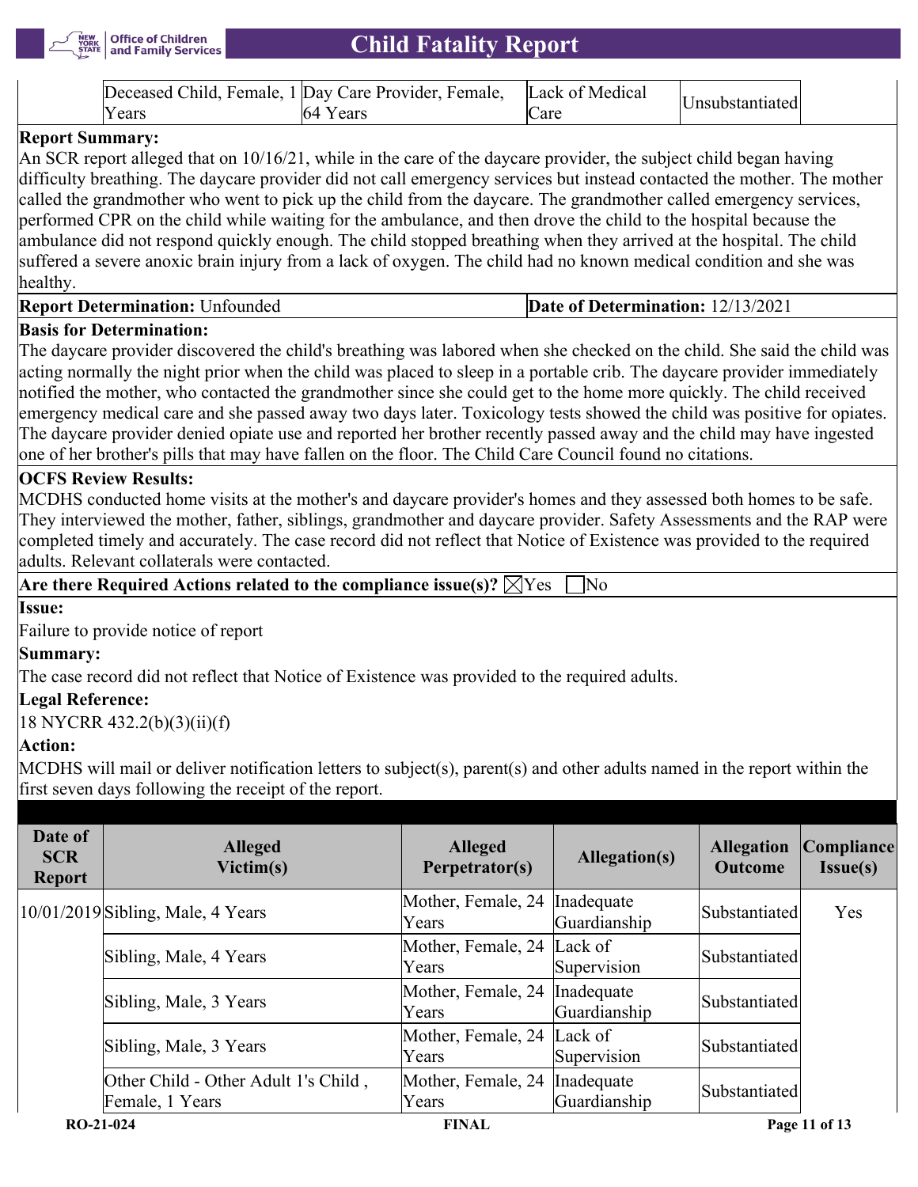| | Deceased Child, Female, 1 Years | Day Care Provider, Female, 64 Years | Lack of Medical Care | Unsubstantiated | |
|---|---|---|---|---|---|

**Report Summary:**
An SCR report alleged that on 10/16/21, while in the care of the daycare provider, the subject child began having difficulty breathing. The daycare provider did not call emergency services but instead contacted the mother. The mother called the grandmother who went to pick up the child from the daycare. The grandmother called emergency services, performed CPR on the child while waiting for the ambulance, and then drove the child to the hospital because the ambulance did not respond quickly enough. The child stopped breathing when they arrived at the hospital. The child suffered a severe anoxic brain injury from a lack of oxygen. The child had no known medical condition and she was healthy.

**Report Determination:** Unfounded | **Date of Determination:** 12/13/2021

**Basis for Determination:**
The daycare provider discovered the child's breathing was labored when she checked on the child. She said the child was acting normally the night prior when the child was placed to sleep in a portable crib. The daycare provider immediately notified the mother, who contacted the grandmother since she could get to the home more quickly. The child received emergency medical care and she passed away two days later. Toxicology tests showed the child was positive for opiates. The daycare provider denied opiate use and reported her brother recently passed away and the child may have ingested one of her brother's pills that may have fallen on the floor. The Child Care Council found no citations.

**OCFS Review Results:**
MCDHS conducted home visits at the mother's and daycare provider's homes and they assessed both homes to be safe. They interviewed the mother, father, siblings, grandmother and daycare provider. Safety Assessments and the RAP were completed timely and accurately. The case record did not reflect that Notice of Existence was provided to the required adults. Relevant collaterals were contacted.

**Are there Required Actions related to the compliance issue(s)?** ☒Yes ☐No

**Issue:**
Failure to provide notice of report

**Summary:**
The case record did not reflect that Notice of Existence was provided to the required adults.

**Legal Reference:**
18 NYCRR 432.2(b)(3)(ii)(f)

**Action:**
MCDHS will mail or deliver notification letters to subject(s), parent(s) and other adults named in the report within the first seven days following the receipt of the report.

| Date of SCR Report | Alleged Victim(s) | Alleged Perpetrator(s) | Allegation(s) | Allegation Outcome | Compliance Issue(s) |
|---|---|---|---|---|---|
| 10/01/2019 | Sibling, Male, 4 Years | Mother, Female, 24 Years | Inadequate Guardianship | Substantiated | Yes |
| | Sibling, Male, 4 Years | Mother, Female, 24 Years | Lack of Supervision | Substantiated | |
| | Sibling, Male, 3 Years | Mother, Female, 24 Years | Inadequate Guardianship | Substantiated | |
| | Sibling, Male, 3 Years | Mother, Female, 24 Years | Lack of Supervision | Substantiated | |
| | Other Child - Other Adult 1's Child , Female, 1 Years | Mother, Female, 24 Years | Inadequate Guardianship | Substantiated | |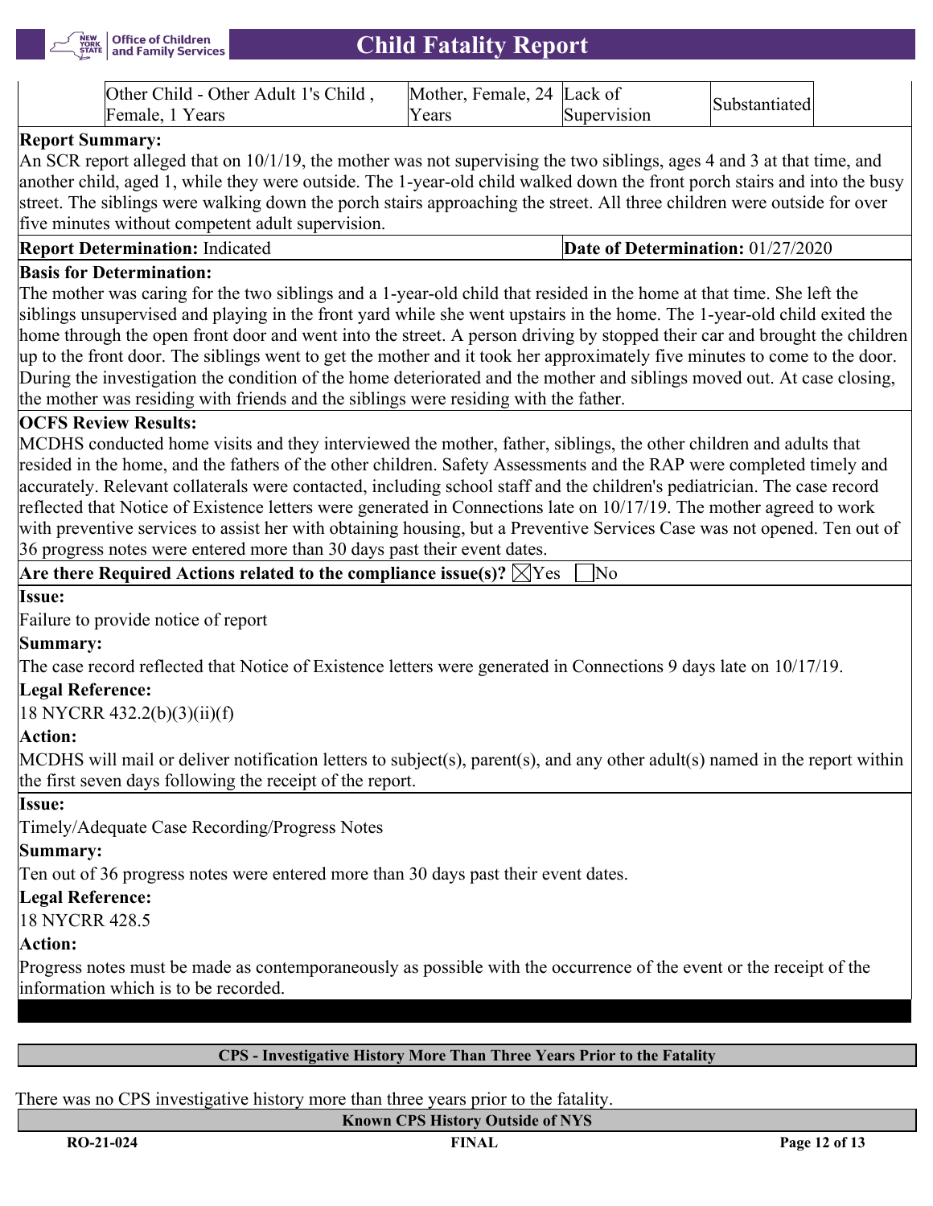| | Other Child - Other Adult 1's Child , Female, 1 Years | Mother, Female, 24 Years | Lack of Supervision | Substantiated | |
|---|---|---|---|---|---|

**Report Summary:**

An SCR report alleged that on 10/1/19, the mother was not supervising the two siblings, ages 4 and 3 at that time, and another child, aged 1, while they were outside. The 1-year-old child walked down the front porch stairs and into the busy street. The siblings were walking down the porch stairs approaching the street. All three children were outside for over five minutes without competent adult supervision.

**Report Determination:** Indicated

**Date of Determination:** 01/27/2020

**Basis for Determination:**

The mother was caring for the two siblings and a 1-year-old child that resided in the home at that time. She left the siblings unsupervised and playing in the front yard while she went upstairs in the home. The 1-year-old child exited the home through the open front door and went into the street. A person driving by stopped their car and brought the children up to the front door. The siblings went to get the mother and it took her approximately five minutes to come to the door. During the investigation the condition of the home deteriorated and the mother and siblings moved out. At case closing, the mother was residing with friends and the siblings were residing with the father.

**OCFS Review Results:**

MCDHS conducted home visits and they interviewed the mother, father, siblings, the other children and adults that resided in the home, and the fathers of the other children. Safety Assessments and the RAP were completed timely and accurately. Relevant collaterals were contacted, including school staff and the children's pediatrician. The case record reflected that Notice of Existence letters were generated in Connections late on 10/17/19. The mother agreed to work with preventive services to assist her with obtaining housing, but a Preventive Services Case was not opened. Ten out of 36 progress notes were entered more than 30 days past their event dates.

**Are there Required Actions related to the compliance issue(s)?** ☒Yes ☐No

**Issue:**

Failure to provide notice of report

**Summary:**

The case record reflected that Notice of Existence letters were generated in Connections 9 days late on 10/17/19.

**Legal Reference:**

18 NYCRR 432.2(b)(3)(ii)(f)

**Action:**

MCDHS will mail or deliver notification letters to subject(s), parent(s), and any other adult(s) named in the report within the first seven days following the receipt of the report.

**Issue:**

Timely/Adequate Case Recording/Progress Notes

**Summary:**

Ten out of 36 progress notes were entered more than 30 days past their event dates.

**Legal Reference:**

18 NYCRR 428.5

**Action:**

Progress notes must be made as contemporaneously as possible with the occurrence of the event or the receipt of the information which is to be recorded.

## CPS - Investigative History More Than Three Years Prior to the Fatality

There was no CPS investigative history more than three years prior to the fatality.

## Known CPS History Outside of NYS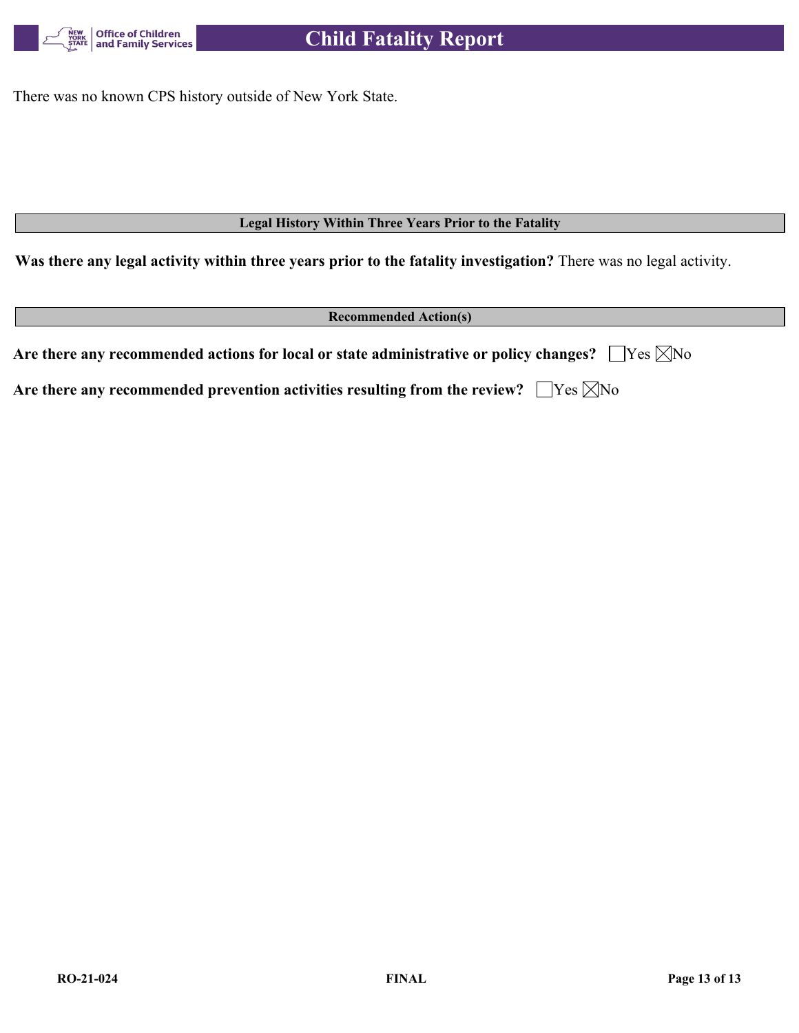There was no known CPS history outside of New York State.

## Legal History Within Three Years Prior to the Fatality

**Was there any legal activity within three years prior to the fatality investigation?** There was no legal activity.

## Recommended Action(s)

**Are there any recommended actions for local or state administrative or policy changes?** ☐Yes ☒No

**Are there any recommended prevention activities resulting from the review?** ☐Yes ☒No